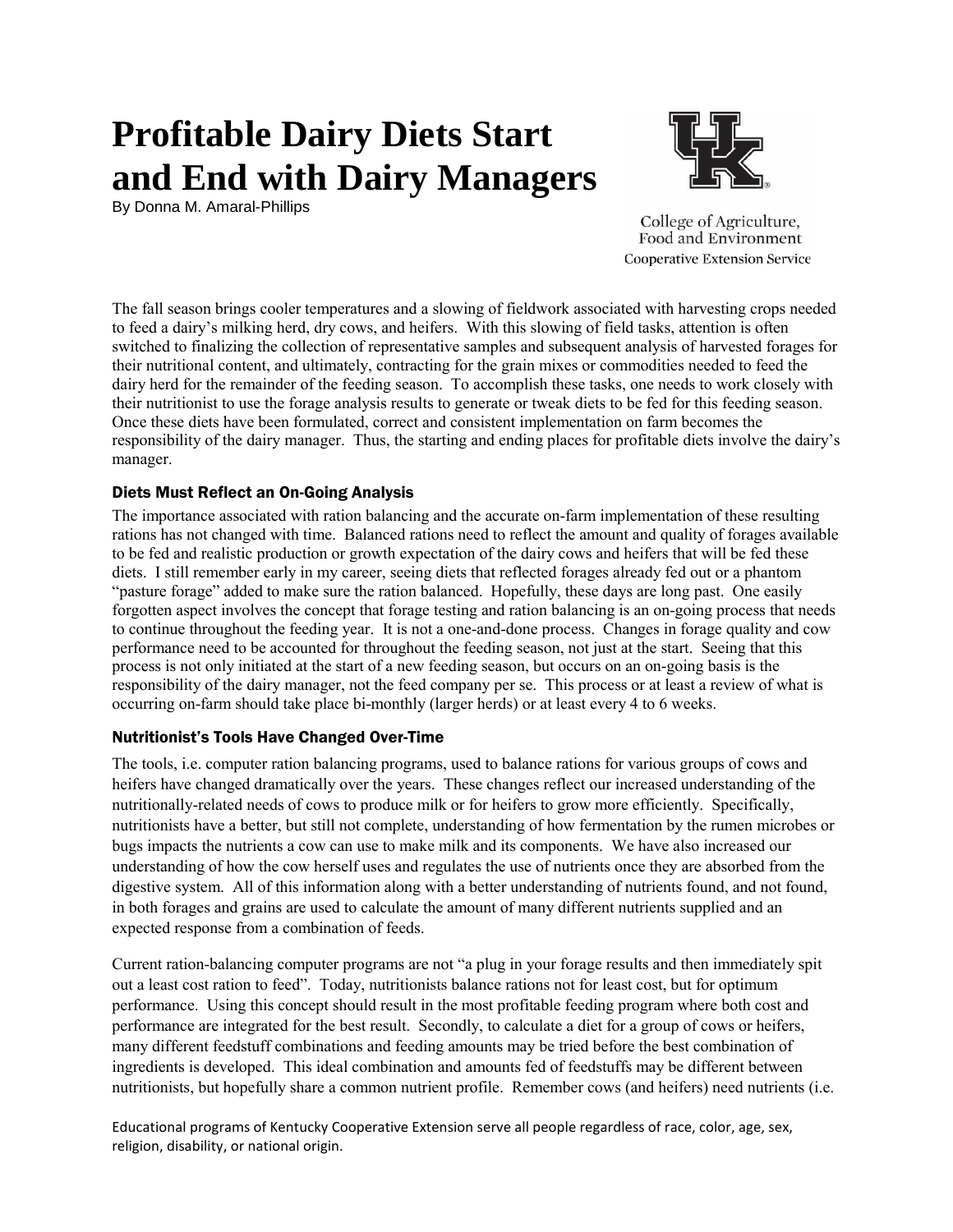# Profitable Dairy Diets Start and End with Dairy Managers

By Donna M. Amaral-Phillips

College of Agriculture, Food and Environment
Cooperative Extension Service

The fall season brings cooler temperatures and a slowing of fieldwork associated with harvesting crops needed to feed a dairy's milking herd, dry cows, and heifers. With this slowing of field tasks, attention is often switched to finalizing the collection of representative samples and subsequent analysis of harvested forages for their nutritional content, and ultimately, contracting for the grain mixes or commodities needed to feed the dairy herd for the remainder of the feeding season. To accomplish these tasks, one needs to work closely with their nutritionist to use the forage analysis results to generate or tweak diets to be fed for this feeding season. Once these diets have been formulated, correct and consistent implementation on farm becomes the responsibility of the dairy manager. Thus, the starting and ending places for profitable diets involve the dairy's manager.

### Diets Must Reflect an On-Going Analysis

The importance associated with ration balancing and the accurate on-farm implementation of these resulting rations has not changed with time. Balanced rations need to reflect the amount and quality of forages available to be fed and realistic production or growth expectation of the dairy cows and heifers that will be fed these diets. I still remember early in my career, seeing diets that reflected forages already fed out or a phantom "pasture forage" added to make sure the ration balanced. Hopefully, these days are long past. One easily forgotten aspect involves the concept that forage testing and ration balancing is an on-going process that needs to continue throughout the feeding year. It is not a one-and-done process. Changes in forage quality and cow performance need to be accounted for throughout the feeding season, not just at the start. Seeing that this process is not only initiated at the start of a new feeding season, but occurs on an on-going basis is the responsibility of the dairy manager, not the feed company per se. This process or at least a review of what is occurring on-farm should take place bi-monthly (larger herds) or at least every 4 to 6 weeks.

### Nutritionist's Tools Have Changed Over-Time

The tools, i.e. computer ration balancing programs, used to balance rations for various groups of cows and heifers have changed dramatically over the years. These changes reflect our increased understanding of the nutritionally-related needs of cows to produce milk or for heifers to grow more efficiently. Specifically, nutritionists have a better, but still not complete, understanding of how fermentation by the rumen microbes or bugs impacts the nutrients a cow can use to make milk and its components. We have also increased our understanding of how the cow herself uses and regulates the use of nutrients once they are absorbed from the digestive system. All of this information along with a better understanding of nutrients found, and not found, in both forages and grains are used to calculate the amount of many different nutrients supplied and an expected response from a combination of feeds.

Current ration-balancing computer programs are not "a plug in your forage results and then immediately spit out a least cost ration to feed". Today, nutritionists balance rations not for least cost, but for optimum performance. Using this concept should result in the most profitable feeding program where both cost and performance are integrated for the best result. Secondly, to calculate a diet for a group of cows or heifers, many different feedstuff combinations and feeding amounts may be tried before the best combination of ingredients is developed. This ideal combination and amounts fed of feedstuffs may be different between nutritionists, but hopefully share a common nutrient profile. Remember cows (and heifers) need nutrients (i.e.

Educational programs of Kentucky Cooperative Extension serve all people regardless of race, color, age, sex, religion, disability, or national origin.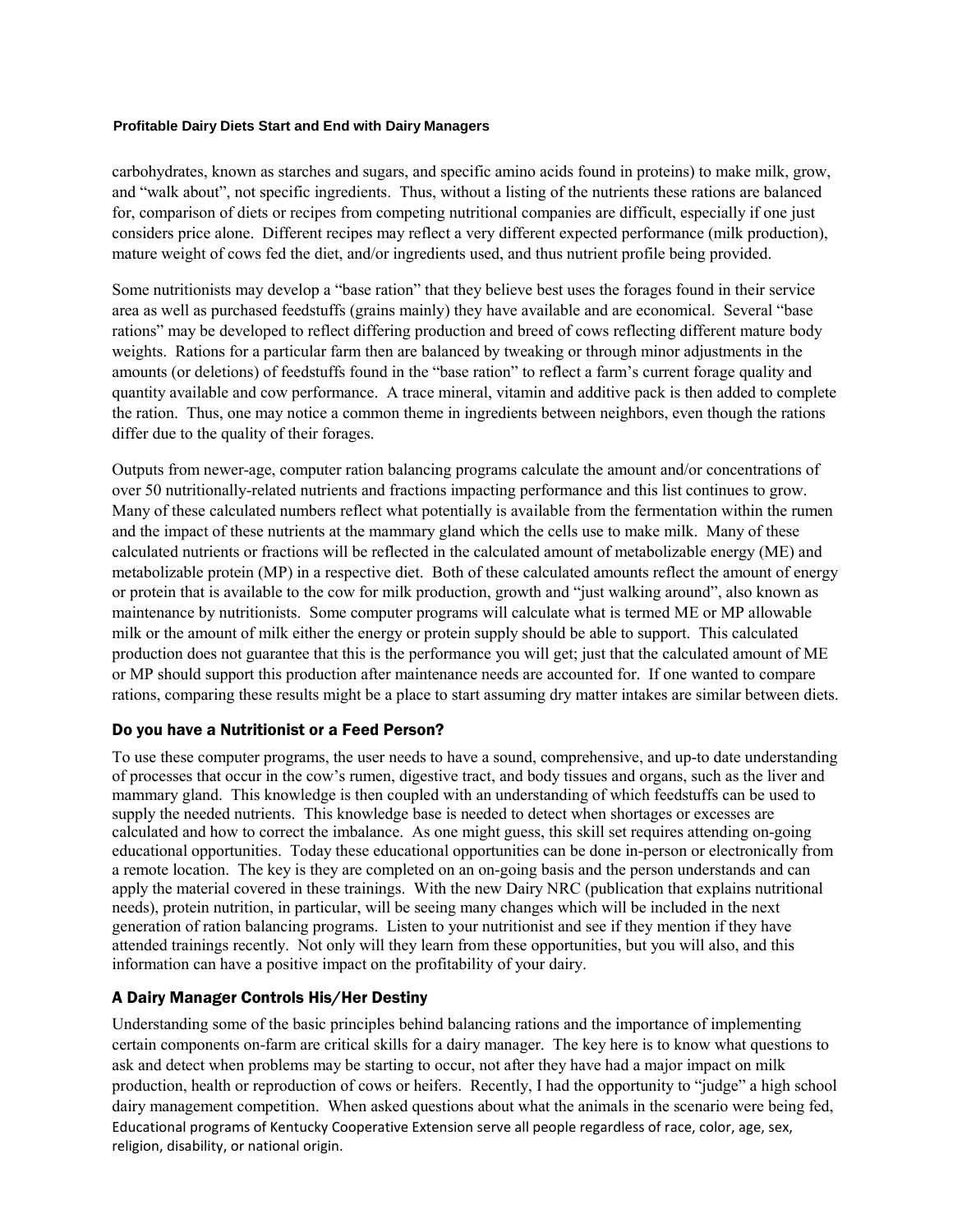carbohydrates, known as starches and sugars, and specific amino acids found in proteins) to make milk, grow, and "walk about", not specific ingredients. Thus, without a listing of the nutrients these rations are balanced for, comparison of diets or recipes from competing nutritional companies are difficult, especially if one just considers price alone. Different recipes may reflect a very different expected performance (milk production), mature weight of cows fed the diet, and/or ingredients used, and thus nutrient profile being provided.

Some nutritionists may develop a "base ration" that they believe best uses the forages found in their service area as well as purchased feedstuffs (grains mainly) they have available and are economical. Several "base rations" may be developed to reflect differing production and breed of cows reflecting different mature body weights. Rations for a particular farm then are balanced by tweaking or through minor adjustments in the amounts (or deletions) of feedstuffs found in the "base ration" to reflect a farm's current forage quality and quantity available and cow performance. A trace mineral, vitamin and additive pack is then added to complete the ration. Thus, one may notice a common theme in ingredients between neighbors, even though the rations differ due to the quality of their forages.

Outputs from newer-age, computer ration balancing programs calculate the amount and/or concentrations of over 50 nutritionally-related nutrients and fractions impacting performance and this list continues to grow. Many of these calculated numbers reflect what potentially is available from the fermentation within the rumen and the impact of these nutrients at the mammary gland which the cells use to make milk. Many of these calculated nutrients or fractions will be reflected in the calculated amount of metabolizable energy (ME) and metabolizable protein (MP) in a respective diet. Both of these calculated amounts reflect the amount of energy or protein that is available to the cow for milk production, growth and "just walking around", also known as maintenance by nutritionists. Some computer programs will calculate what is termed ME or MP allowable milk or the amount of milk either the energy or protein supply should be able to support. This calculated production does not guarantee that this is the performance you will get; just that the calculated amount of ME or MP should support this production after maintenance needs are accounted for. If one wanted to compare rations, comparing these results might be a place to start assuming dry matter intakes are similar between diets.

## Do you have a Nutritionist or a Feed Person?

To use these computer programs, the user needs to have a sound, comprehensive, and up-to date understanding of processes that occur in the cow's rumen, digestive tract, and body tissues and organs, such as the liver and mammary gland. This knowledge is then coupled with an understanding of which feedstuffs can be used to supply the needed nutrients. This knowledge base is needed to detect when shortages or excesses are calculated and how to correct the imbalance. As one might guess, this skill set requires attending on-going educational opportunities. Today these educational opportunities can be done in-person or electronically from a remote location. The key is they are completed on an on-going basis and the person understands and can apply the material covered in these trainings. With the new Dairy NRC (publication that explains nutritional needs), protein nutrition, in particular, will be seeing many changes which will be included in the next generation of ration balancing programs. Listen to your nutritionist and see if they mention if they have attended trainings recently. Not only will they learn from these opportunities, but you will also, and this information can have a positive impact on the profitability of your dairy.

## A Dairy Manager Controls His/Her Destiny

Understanding some of the basic principles behind balancing rations and the importance of implementing certain components on-farm are critical skills for a dairy manager. The key here is to know what questions to ask and detect when problems may be starting to occur, not after they have had a major impact on milk production, health or reproduction of cows or heifers. Recently, I had the opportunity to "judge" a high school dairy management competition. When asked questions about what the animals in the scenario were being fed,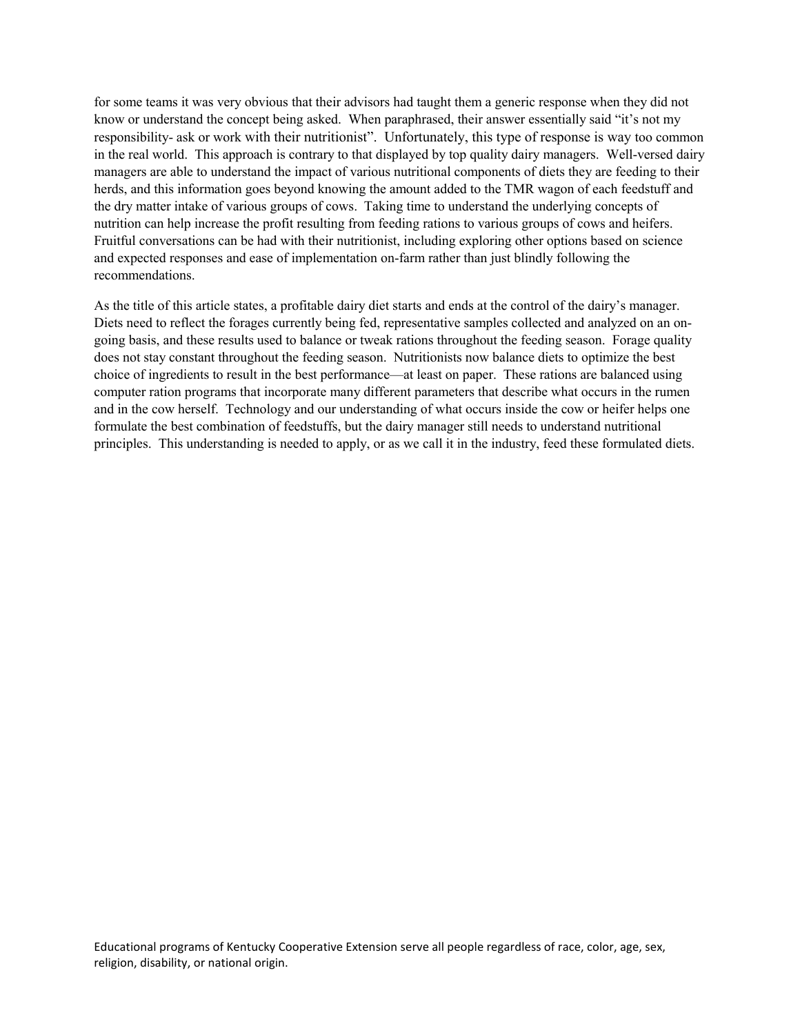for some teams it was very obvious that their advisors had taught them a generic response when they did not know or understand the concept being asked. When paraphrased, their answer essentially said "it's not my responsibility- ask or work with their nutritionist". Unfortunately, this type of response is way too common in the real world. This approach is contrary to that displayed by top quality dairy managers. Well-versed dairy managers are able to understand the impact of various nutritional components of diets they are feeding to their herds, and this information goes beyond knowing the amount added to the TMR wagon of each feedstuff and the dry matter intake of various groups of cows. Taking time to understand the underlying concepts of nutrition can help increase the profit resulting from feeding rations to various groups of cows and heifers. Fruitful conversations can be had with their nutritionist, including exploring other options based on science and expected responses and ease of implementation on-farm rather than just blindly following the recommendations.

As the title of this article states, a profitable dairy diet starts and ends at the control of the dairy's manager. Diets need to reflect the forages currently being fed, representative samples collected and analyzed on an on-going basis, and these results used to balance or tweak rations throughout the feeding season. Forage quality does not stay constant throughout the feeding season. Nutritionists now balance diets to optimize the best choice of ingredients to result in the best performance—at least on paper. These rations are balanced using computer ration programs that incorporate many different parameters that describe what occurs in the rumen and in the cow herself. Technology and our understanding of what occurs inside the cow or heifer helps one formulate the best combination of feedstuffs, but the dairy manager still needs to understand nutritional principles. This understanding is needed to apply, or as we call it in the industry, feed these formulated diets.

Educational programs of Kentucky Cooperative Extension serve all people regardless of race, color, age, sex, religion, disability, or national origin.